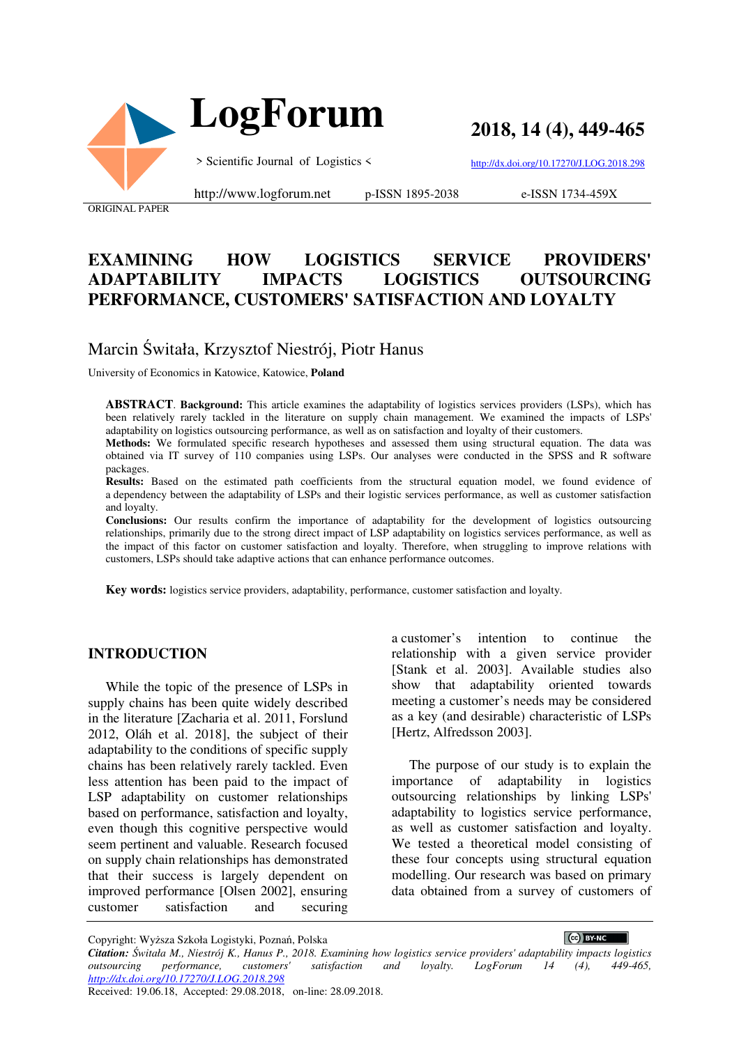ORIGINAL PAPER

# EXAMINING HOW LOGISTICS SERVICE PROVIDERS' ADAPTABILITY IMPACTS LOGISTICS OUTSOURCING PERFORMANCE, CUSTOMERS' SATISFACTION AND LOYALTY

Marcin Świtała, Krzysztof Niestrój, Piotr Hanus

University of Economics in Katowice, Katowice, **Poland**

**ABSTRACT**. **Background:** This article examines the adaptability of logistics services providers (LSPs), which has been relatively rarely tackled in the literature on supply chain management. We examined the impacts of LSPs' adaptability on logistics outsourcing performance, as well as on satisfaction and loyalty of their customers.

**Methods:** We formulated specific research hypotheses and assessed them using structural equation. The data was obtained via IT survey of 110 companies using LSPs. Our analyses were conducted in the SPSS and R software packages.

**Results:** Based on the estimated path coefficients from the structural equation model, we found evidence of a dependency between the adaptability of LSPs and their logistic services performance, as well as customer satisfaction and loyalty.

**Conclusions:** Our results confirm the importance of adaptability for the development of logistics outsourcing relationships, primarily due to the strong direct impact of LSP adaptability on logistics services performance, as well as the impact of this factor on customer satisfaction and loyalty. Therefore, when struggling to improve relations with customers, LSPs should take adaptive actions that can enhance performance outcomes.

**Key words:** logistics service providers, adaptability, performance, customer satisfaction and loyalty.

## INTRODUCTION

While the topic of the presence of LSPs in supply chains has been quite widely described in the literature [Zacharia et al. 2011, Forslund 2012, Oláh et al. 2018], the subject of their adaptability to the conditions of specific supply chains has been relatively rarely tackled. Even less attention has been paid to the impact of LSP adaptability on customer relationships based on performance, satisfaction and loyalty, even though this cognitive perspective would seem pertinent and valuable. Research focused on supply chain relationships has demonstrated that their success is largely dependent on improved performance [Olsen 2002], ensuring customer satisfaction and securing a customer's intention to continue the relationship with a given service provider [Stank et al. 2003]. Available studies also show that adaptability oriented towards meeting a customer's needs may be considered as a key (and desirable) characteristic of LSPs [Hertz, Alfredsson 2003].

The purpose of our study is to explain the importance of adaptability in logistics outsourcing relationships by linking LSPs' adaptability to logistics service performance, as well as customer satisfaction and loyalty. We tested a theoretical model consisting of these four concepts using structural equation modelling. Our research was based on primary data obtained from a survey of customers of

Copyright: Wyższa Szkoła Logistyki, Poznań, Polska

*Citation: Świtała M., Niestrój K., Hanus P., 2018. Examining how logistics service providers' adaptability impacts logistics outsourcing performance, customers' satisfaction and loyalty. LogForum 14 (4), 449-465, http://dx.doi.org/10.17270/J.LOG.2018.298*

Received: 19.06.18, Accepted: 29.08.2018, on-line: 28.09.2018.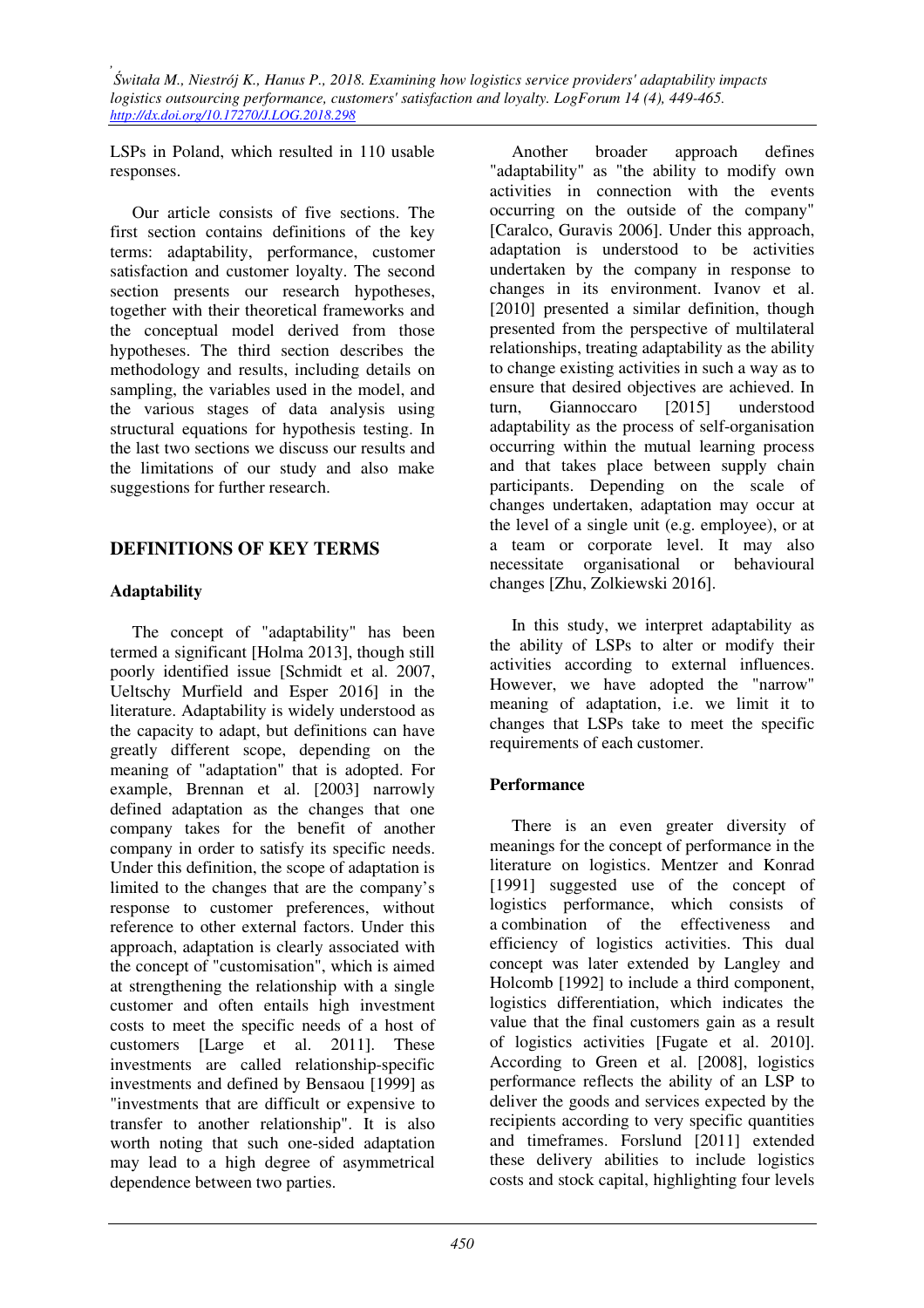LSPs in Poland, which resulted in 110 usable responses.

Our article consists of five sections. The first section contains definitions of the key terms: adaptability, performance, customer satisfaction and customer loyalty. The second section presents our research hypotheses, together with their theoretical frameworks and the conceptual model derived from those hypotheses. The third section describes the methodology and results, including details on sampling, the variables used in the model, and the various stages of data analysis using structural equations for hypothesis testing. In the last two sections we discuss our results and the limitations of our study and also make suggestions for further research.

## DEFINITIONS OF KEY TERMS

### Adaptability

The concept of "adaptability" has been termed a significant [Holma 2013], though still poorly identified issue [Schmidt et al. 2007, Ueltschy Murfield and Esper 2016] in the literature. Adaptability is widely understood as the capacity to adapt, but definitions can have greatly different scope, depending on the meaning of "adaptation" that is adopted. For example, Brennan et al. [2003] narrowly defined adaptation as the changes that one company takes for the benefit of another company in order to satisfy its specific needs. Under this definition, the scope of adaptation is limited to the changes that are the company's response to customer preferences, without reference to other external factors. Under this approach, adaptation is clearly associated with the concept of "customisation", which is aimed at strengthening the relationship with a single customer and often entails high investment costs to meet the specific needs of a host of customers [Large et al. 2011]. These investments are called relationship-specific investments and defined by Bensaou [1999] as "investments that are difficult or expensive to transfer to another relationship". It is also worth noting that such one-sided adaptation may lead to a high degree of asymmetrical dependence between two parties.

Another broader approach defines "adaptability" as "the ability to modify own activities in connection with the events occurring on the outside of the company" [Caralco, Guravis 2006]. Under this approach, adaptation is understood to be activities undertaken by the company in response to changes in its environment. Ivanov et al. [2010] presented a similar definition, though presented from the perspective of multilateral relationships, treating adaptability as the ability to change existing activities in such a way as to ensure that desired objectives are achieved. In turn, Giannoccaro [2015] understood adaptability as the process of self-organisation occurring within the mutual learning process and that takes place between supply chain participants. Depending on the scale of changes undertaken, adaptation may occur at the level of a single unit (e.g. employee), or at a team or corporate level. It may also necessitate organisational or behavioural changes [Zhu, Zolkiewski 2016].

In this study, we interpret adaptability as the ability of LSPs to alter or modify their activities according to external influences. However, we have adopted the "narrow" meaning of adaptation, i.e. we limit it to changes that LSPs take to meet the specific requirements of each customer.

### Performance

There is an even greater diversity of meanings for the concept of performance in the literature on logistics. Mentzer and Konrad [1991] suggested use of the concept of logistics performance, which consists of a combination of the effectiveness and efficiency of logistics activities. This dual concept was later extended by Langley and Holcomb [1992] to include a third component, logistics differentiation, which indicates the value that the final customers gain as a result of logistics activities [Fugate et al. 2010]. According to Green et al. [2008], logistics performance reflects the ability of an LSP to deliver the goods and services expected by the recipients according to very specific quantities and timeframes. Forslund [2011] extended these delivery abilities to include logistics costs and stock capital, highlighting four levels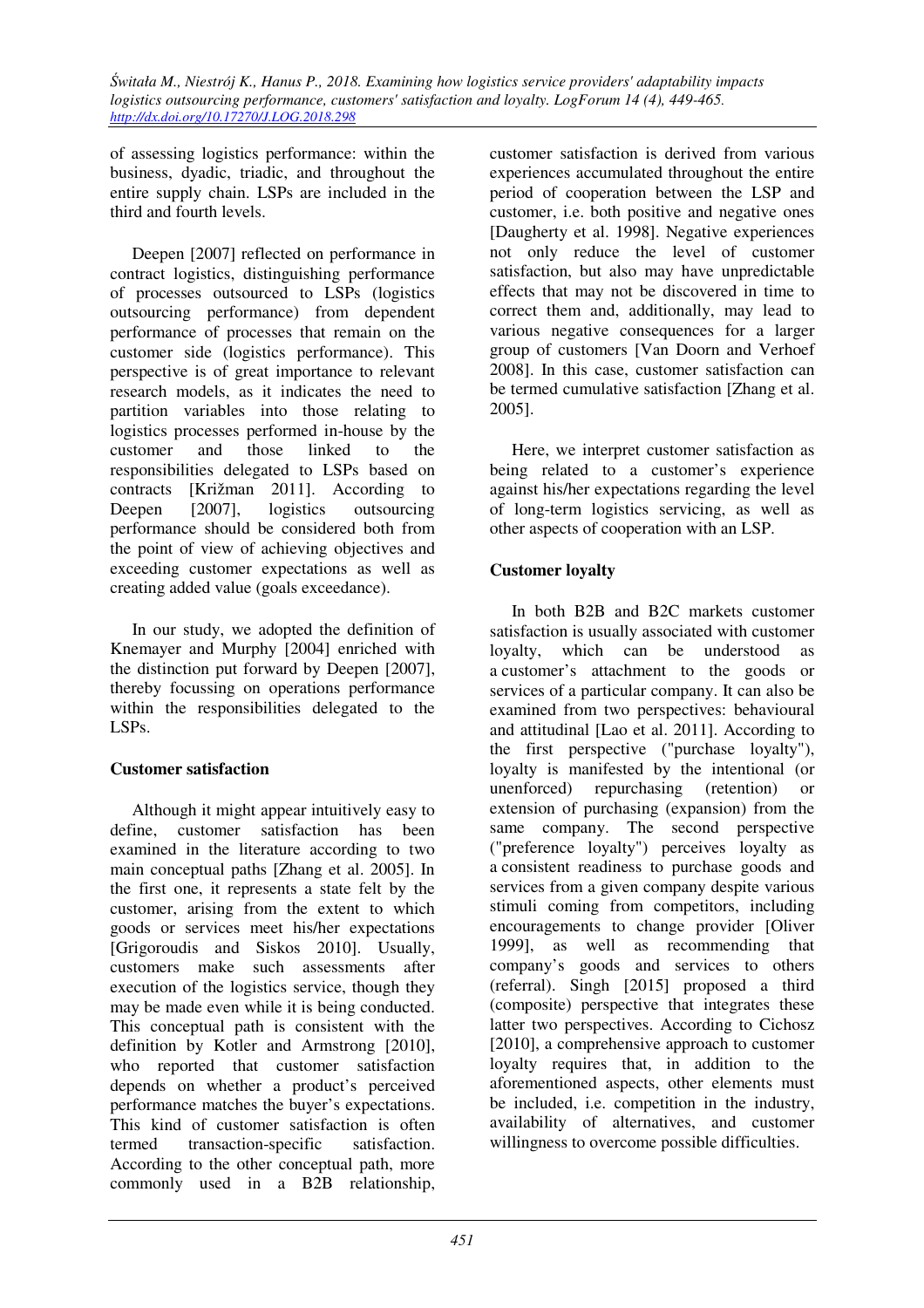of assessing logistics performance: within the business, dyadic, triadic, and throughout the entire supply chain. LSPs are included in the third and fourth levels.

Deepen [2007] reflected on performance in contract logistics, distinguishing performance of processes outsourced to LSPs (logistics outsourcing performance) from dependent performance of processes that remain on the customer side (logistics performance). This perspective is of great importance to relevant research models, as it indicates the need to partition variables into those relating to logistics processes performed in-house by the customer and those linked to the responsibilities delegated to LSPs based on contracts [Križman 2011]. According to Deepen [2007], logistics outsourcing performance should be considered both from the point of view of achieving objectives and exceeding customer expectations as well as creating added value (goals exceedance).

In our study, we adopted the definition of Knemayer and Murphy [2004] enriched with the distinction put forward by Deepen [2007], thereby focussing on operations performance within the responsibilities delegated to the LSPs.

## Customer satisfaction

Although it might appear intuitively easy to define, customer satisfaction has been examined in the literature according to two main conceptual paths [Zhang et al. 2005]. In the first one, it represents a state felt by the customer, arising from the extent to which goods or services meet his/her expectations [Grigoroudis and Siskos 2010]. Usually, customers make such assessments after execution of the logistics service, though they may be made even while it is being conducted. This conceptual path is consistent with the definition by Kotler and Armstrong [2010], who reported that customer satisfaction depends on whether a product's perceived performance matches the buyer's expectations. This kind of customer satisfaction is often termed transaction-specific satisfaction. According to the other conceptual path, more commonly used in a B2B relationship, customer satisfaction is derived from various experiences accumulated throughout the entire period of cooperation between the LSP and customer, i.e. both positive and negative ones [Daugherty et al. 1998]. Negative experiences not only reduce the level of customer satisfaction, but also may have unpredictable effects that may not be discovered in time to correct them and, additionally, may lead to various negative consequences for a larger group of customers [Van Doorn and Verhoef 2008]. In this case, customer satisfaction can be termed cumulative satisfaction [Zhang et al. 2005].

Here, we interpret customer satisfaction as being related to a customer's experience against his/her expectations regarding the level of long-term logistics servicing, as well as other aspects of cooperation with an LSP.

## Customer loyalty

In both B2B and B2C markets customer satisfaction is usually associated with customer loyalty, which can be understood as a customer's attachment to the goods or services of a particular company. It can also be examined from two perspectives: behavioural and attitudinal [Lao et al. 2011]. According to the first perspective ("purchase loyalty"), loyalty is manifested by the intentional (or unenforced) repurchasing (retention) or extension of purchasing (expansion) from the same company. The second perspective ("preference loyalty") perceives loyalty as a consistent readiness to purchase goods and services from a given company despite various stimuli coming from competitors, including encouragements to change provider [Oliver 1999], as well as recommending that company's goods and services to others (referral). Singh [2015] proposed a third (composite) perspective that integrates these latter two perspectives. According to Cichosz [2010], a comprehensive approach to customer loyalty requires that, in addition to the aforementioned aspects, other elements must be included, i.e. competition in the industry, availability of alternatives, and customer willingness to overcome possible difficulties.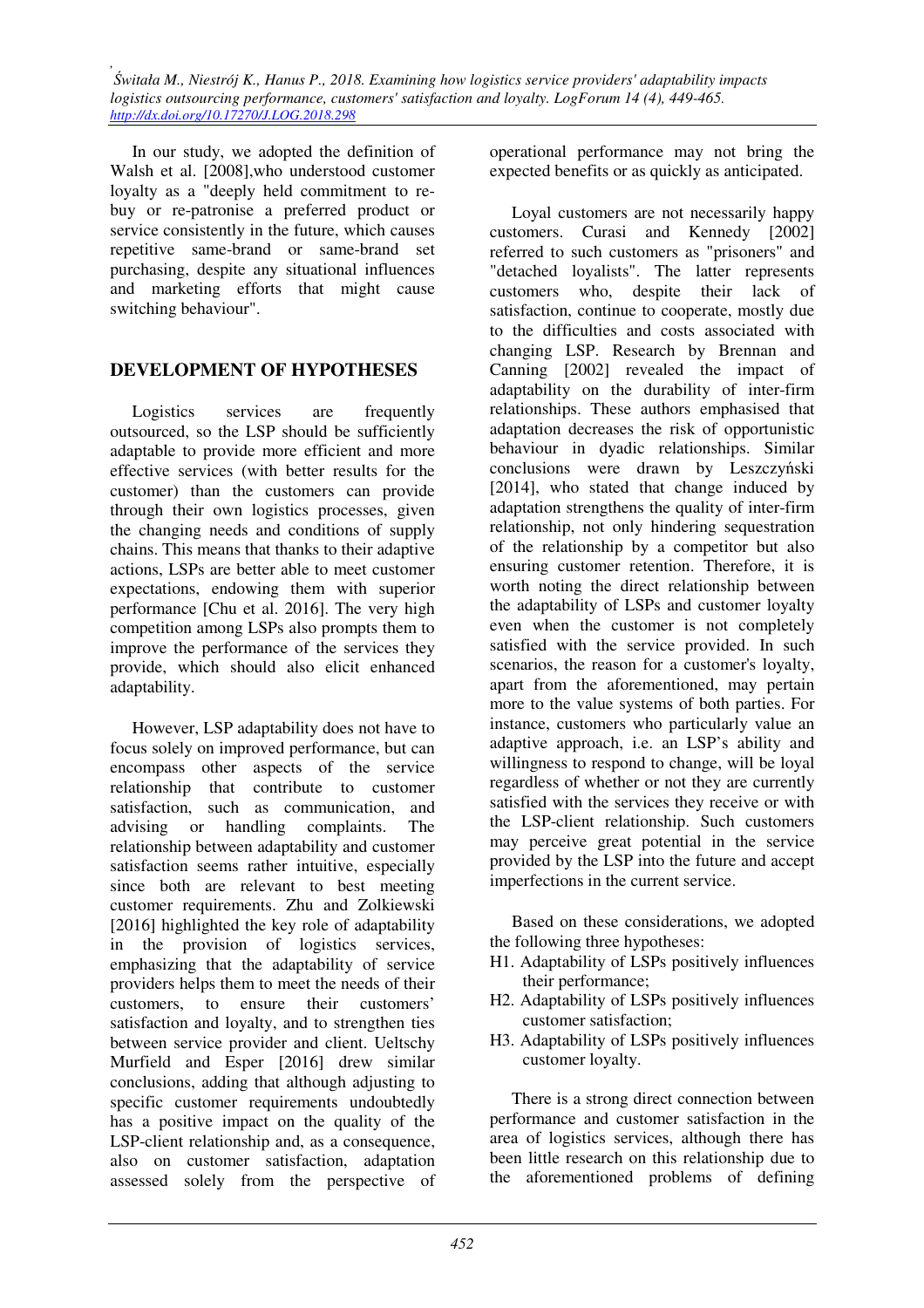In our study, we adopted the definition of Walsh et al. [2008],who understood customer loyalty as a "deeply held commitment to re-buy or re-patronise a preferred product or service consistently in the future, which causes repetitive same-brand or same-brand set purchasing, despite any situational influences and marketing efforts that might cause switching behaviour".

## DEVELOPMENT OF HYPOTHESES

Logistics services are frequently outsourced, so the LSP should be sufficiently adaptable to provide more efficient and more effective services (with better results for the customer) than the customers can provide through their own logistics processes, given the changing needs and conditions of supply chains. This means that thanks to their adaptive actions, LSPs are better able to meet customer expectations, endowing them with superior performance [Chu et al. 2016]. The very high competition among LSPs also prompts them to improve the performance of the services they provide, which should also elicit enhanced adaptability.

However, LSP adaptability does not have to focus solely on improved performance, but can encompass other aspects of the service relationship that contribute to customer satisfaction, such as communication, and advising or handling complaints. The relationship between adaptability and customer satisfaction seems rather intuitive, especially since both are relevant to best meeting customer requirements. Zhu and Zolkiewski [2016] highlighted the key role of adaptability in the provision of logistics services, emphasizing that the adaptability of service providers helps them to meet the needs of their customers, to ensure their customers' satisfaction and loyalty, and to strengthen ties between service provider and client. Ueltschy Murfield and Esper [2016] drew similar conclusions, adding that although adjusting to specific customer requirements undoubtedly has a positive impact on the quality of the LSP-client relationship and, as a consequence, also on customer satisfaction, adaptation assessed solely from the perspective of operational performance may not bring the expected benefits or as quickly as anticipated.

Loyal customers are not necessarily happy customers. Curasi and Kennedy [2002] referred to such customers as "prisoners" and "detached loyalists". The latter represents customers who, despite their lack of satisfaction, continue to cooperate, mostly due to the difficulties and costs associated with changing LSP. Research by Brennan and Canning [2002] revealed the impact of adaptability on the durability of inter-firm relationships. These authors emphasised that adaptation decreases the risk of opportunistic behaviour in dyadic relationships. Similar conclusions were drawn by Leszczyński [2014], who stated that change induced by adaptation strengthens the quality of inter-firm relationship, not only hindering sequestration of the relationship by a competitor but also ensuring customer retention. Therefore, it is worth noting the direct relationship between the adaptability of LSPs and customer loyalty even when the customer is not completely satisfied with the service provided. In such scenarios, the reason for a customer's loyalty, apart from the aforementioned, may pertain more to the value systems of both parties. For instance, customers who particularly value an adaptive approach, i.e. an LSP's ability and willingness to respond to change, will be loyal regardless of whether or not they are currently satisfied with the services they receive or with the LSP-client relationship. Such customers may perceive great potential in the service provided by the LSP into the future and accept imperfections in the current service.

Based on these considerations, we adopted the following three hypotheses:

- H1. Adaptability of LSPs positively influences their performance;
- H2. Adaptability of LSPs positively influences customer satisfaction;
- H3. Adaptability of LSPs positively influences customer loyalty.

There is a strong direct connection between performance and customer satisfaction in the area of logistics services, although there has been little research on this relationship due to the aforementioned problems of defining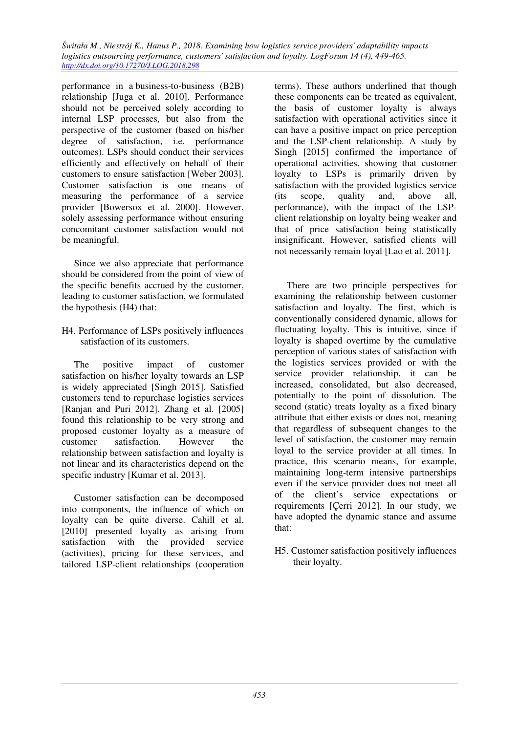performance in a business-to-business (B2B) relationship [Juga et al. 2010]. Performance should not be perceived solely according to internal LSP processes, but also from the perspective of the customer (based on his/her degree of satisfaction, i.e. performance outcomes). LSPs should conduct their services efficiently and effectively on behalf of their customers to ensure satisfaction [Weber 2003]. Customer satisfaction is one means of measuring the performance of a service provider [Bowersox et al. 2000]. However, solely assessing performance without ensuring concomitant customer satisfaction would not be meaningful.

Since we also appreciate that performance should be considered from the point of view of the specific benefits accrued by the customer, leading to customer satisfaction, we formulated the hypothesis (H4) that:

H4. Performance of LSPs positively influences satisfaction of its customers.

The positive impact of customer satisfaction on his/her loyalty towards an LSP is widely appreciated [Singh 2015]. Satisfied customers tend to repurchase logistics services [Ranjan and Puri 2012]. Zhang et al. [2005] found this relationship to be very strong and proposed customer loyalty as a measure of customer satisfaction. However the relationship between satisfaction and loyalty is not linear and its characteristics depend on the specific industry [Kumar et al. 2013].

Customer satisfaction can be decomposed into components, the influence of which on loyalty can be quite diverse. Cahill et al. [2010] presented loyalty as arising from satisfaction with the provided service (activities), pricing for these services, and tailored LSP-client relationships (cooperation terms). These authors underlined that though these components can be treated as equivalent, the basis of customer loyalty is always satisfaction with operational activities since it can have a positive impact on price perception and the LSP-client relationship. A study by Singh [2015] confirmed the importance of operational activities, showing that customer loyalty to LSPs is primarily driven by satisfaction with the provided logistics service (its scope, quality and, above all, performance), with the impact of the LSP-client relationship on loyalty being weaker and that of price satisfaction being statistically insignificant. However, satisfied clients will not necessarily remain loyal [Lao et al. 2011].

There are two principle perspectives for examining the relationship between customer satisfaction and loyalty. The first, which is conventionally considered dynamic, allows for fluctuating loyalty. This is intuitive, since if loyalty is shaped overtime by the cumulative perception of various states of satisfaction with the logistics services provided or with the service provider relationship, it can be increased, consolidated, but also decreased, potentially to the point of dissolution. The second (static) treats loyalty as a fixed binary attribute that either exists or does not, meaning that regardless of subsequent changes to the level of satisfaction, the customer may remain loyal to the service provider at all times. In practice, this scenario means, for example, maintaining long-term intensive partnerships even if the service provider does not meet all of the client's service expectations or requirements [Çerri 2012]. In our study, we have adopted the dynamic stance and assume that:

H5. Customer satisfaction positively influences their loyalty.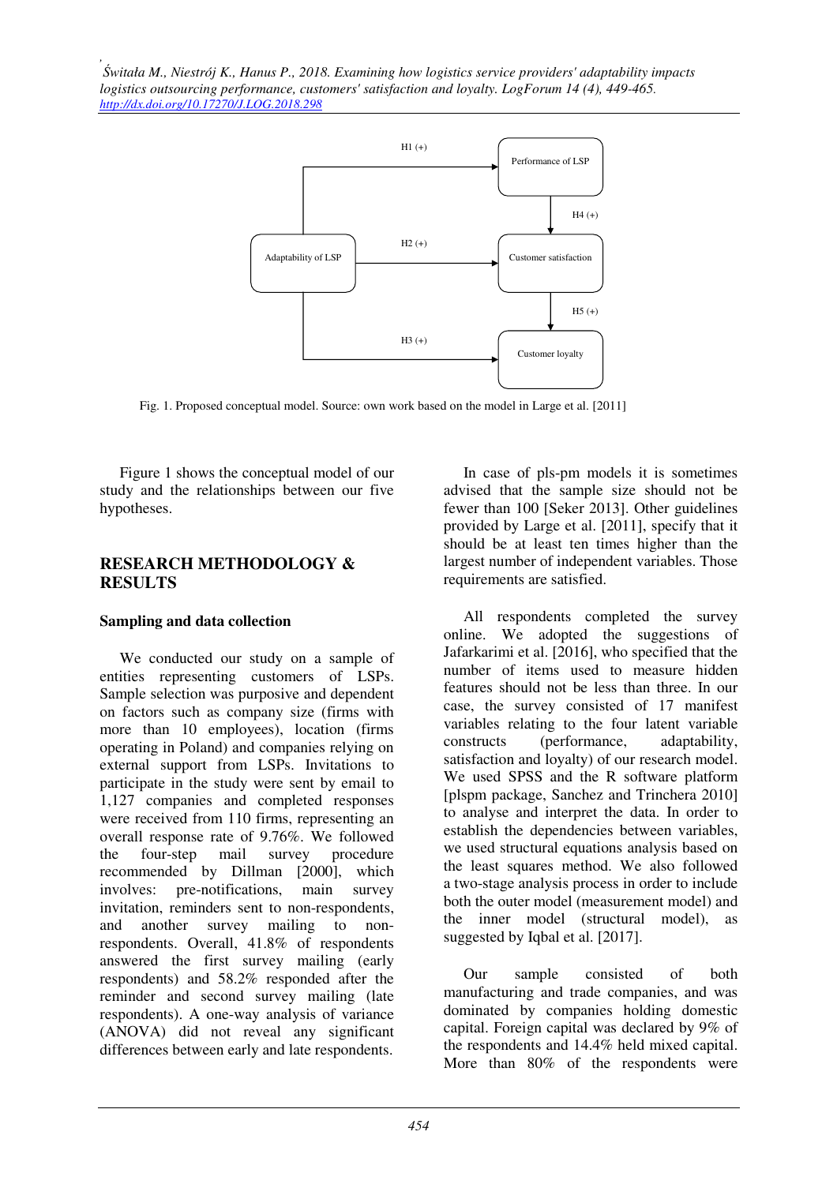Fig. 1. Proposed conceptual model. Source: own work based on the model in Large et al. [2011]

Figure 1 shows the conceptual model of our study and the relationships between our five hypotheses.

## RESEARCH METHODOLOGY & RESULTS

### Sampling and data collection

We conducted our study on a sample of entities representing customers of LSPs. Sample selection was purposive and dependent on factors such as company size (firms with more than 10 employees), location (firms operating in Poland) and companies relying on external support from LSPs. Invitations to participate in the study were sent by email to 1,127 companies and completed responses were received from 110 firms, representing an overall response rate of 9.76%. We followed the four-step mail survey procedure recommended by Dillman [2000], which involves: pre-notifications, main survey invitation, reminders sent to non-respondents, and another survey mailing to non-respondents. Overall, 41.8% of respondents answered the first survey mailing (early respondents) and 58.2% responded after the reminder and second survey mailing (late respondents). A one-way analysis of variance (ANOVA) did not reveal any significant differences between early and late respondents.

In case of pls-pm models it is sometimes advised that the sample size should not be fewer than 100 [Seker 2013]. Other guidelines provided by Large et al. [2011], specify that it should be at least ten times higher than the largest number of independent variables. Those requirements are satisfied.

All respondents completed the survey online. We adopted the suggestions of Jafarkarimi et al. [2016], who specified that the number of items used to measure hidden features should not be less than three. In our case, the survey consisted of 17 manifest variables relating to the four latent variable constructs (performance, adaptability, satisfaction and loyalty) of our research model. We used SPSS and the R software platform [plspm package, Sanchez and Trinchera 2010] to analyse and interpret the data. In order to establish the dependencies between variables, we used structural equations analysis based on the least squares method. We also followed a two-stage analysis process in order to include both the outer model (measurement model) and the inner model (structural model), as suggested by Iqbal et al. [2017].

Our sample consisted of both manufacturing and trade companies, and was dominated by companies holding domestic capital. Foreign capital was declared by 9% of the respondents and 14.4% held mixed capital. More than 80% of the respondents were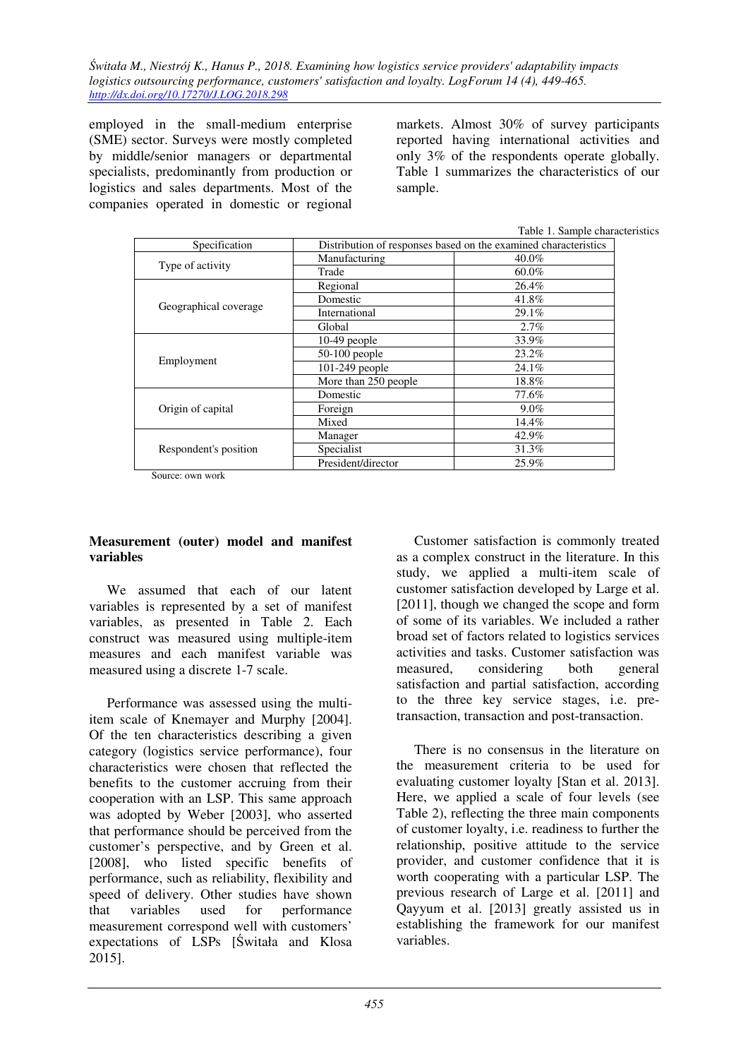employed in the small-medium enterprise (SME) sector. Surveys were mostly completed by middle/senior managers or departmental specialists, predominantly from production or logistics and sales departments. Most of the companies operated in domestic or regional markets. Almost 30% of survey participants reported having international activities and only 3% of the respondents operate globally. Table 1 summarizes the characteristics of our sample.

Table 1. Sample characteristics

| Specification | Distribution of responses based on the examined characteristics | |
|---|---|---|
| Type of activity | Manufacturing | 40.0% |
| | Trade | 60.0% |
| Geographical coverage | Regional | 26.4% |
| | Domestic | 41.8% |
| | International | 29.1% |
| | Global | 2.7% |
| Employment | 10-49 people | 33.9% |
| | 50-100 people | 23.2% |
| | 101-249 people | 24.1% |
| | More than 250 people | 18.8% |
| Origin of capital | Domestic | 77.6% |
| | Foreign | 9.0% |
| | Mixed | 14.4% |
| Respondent's position | Manager | 42.9% |
| | Specialist | 31.3% |
| | President/director | 25.9% |

Source: own work

**Measurement (outer) model and manifest variables**

We assumed that each of our latent variables is represented by a set of manifest variables, as presented in Table 2. Each construct was measured using multiple-item measures and each manifest variable was measured using a discrete 1-7 scale.

Performance was assessed using the multi-item scale of Knemayer and Murphy [2004]. Of the ten characteristics describing a given category (logistics service performance), four characteristics were chosen that reflected the benefits to the customer accruing from their cooperation with an LSP. This same approach was adopted by Weber [2003], who asserted that performance should be perceived from the customer's perspective, and by Green et al. [2008], who listed specific benefits of performance, such as reliability, flexibility and speed of delivery. Other studies have shown that variables used for performance measurement correspond well with customers' expectations of LSPs [Świtała and Klosa 2015].

Customer satisfaction is commonly treated as a complex construct in the literature. In this study, we applied a multi-item scale of customer satisfaction developed by Large et al. [2011], though we changed the scope and form of some of its variables. We included a rather broad set of factors related to logistics services activities and tasks. Customer satisfaction was measured, considering both general satisfaction and partial satisfaction, according to the three key service stages, i.e. pre-transaction, transaction and post-transaction.

There is no consensus in the literature on the measurement criteria to be used for evaluating customer loyalty [Stan et al. 2013]. Here, we applied a scale of four levels (see Table 2), reflecting the three main components of customer loyalty, i.e. readiness to further the relationship, positive attitude to the service provider, and customer confidence that it is worth cooperating with a particular LSP. The previous research of Large et al. [2011] and Qayyum et al. [2013] greatly assisted us in establishing the framework for our manifest variables.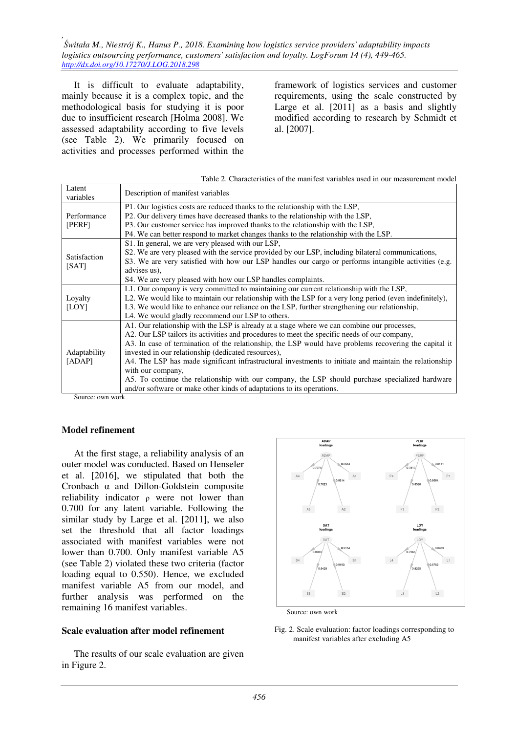It is difficult to evaluate adaptability, mainly because it is a complex topic, and the methodological basis for studying it is poor due to insufficient research [Holma 2008]. We assessed adaptability according to five levels (see Table 2). We primarily focused on activities and processes performed within the framework of logistics services and customer requirements, using the scale constructed by Large et al. [2011] as a basis and slightly modified according to research by Schmidt et al. [2007].

Table 2. Characteristics of the manifest variables used in our measurement model

| Latent variables | Description of manifest variables |
|---|---|
| Performance [PERF] | P1. Our logistics costs are reduced thanks to the relationship with the LSP,<br>P2. Our delivery times have decreased thanks to the relationship with the LSP,<br>P3. Our customer service has improved thanks to the relationship with the LSP,<br>P4. We can better respond to market changes thanks to the relationship with the LSP. |
| Satisfaction [SAT] | S1. In general, we are very pleased with our LSP,<br>S2. We are very pleased with the service provided by our LSP, including bilateral communications,<br>S3. We are very satisfied with how our LSP handles our cargo or performs intangible activities (e.g. advises us),<br>S4. We are very pleased with how our LSP handles complaints. |
| Loyalty [LOY] | L1. Our company is very committed to maintaining our current relationship with the LSP,<br>L2. We would like to maintain our relationship with the LSP for a very long period (even indefinitely),<br>L3. We would like to enhance our reliance on the LSP, further strengthening our relationship,<br>L4. We would gladly recommend our LSP to others. |
| Adaptability [ADAP] | A1. Our relationship with the LSP is already at a stage where we can combine our processes,<br>A2. Our LSP tailors its activities and procedures to meet the specific needs of our company,<br>A3. In case of termination of the relationship, the LSP would have problems recovering the capital it invested in our relationship (dedicated resources),<br>A4. The LSP has made significant infrastructural investments to initiate and maintain the relationship with our company,<br>A5. To continue the relationship with our company, the LSP should purchase specialized hardware and/or software or make other kinds of adaptations to its operations. |

Source: own work

## Model refinement

At the first stage, a reliability analysis of an outer model was conducted. Based on Henseler et al. [2016], we stipulated that both the Cronbach α and Dillon-Goldstein composite reliability indicator ρ were not lower than 0.700 for any latent variable. Following the similar study by Large et al. [2011], we also set the threshold that all factor loadings associated with manifest variables were not lower than 0.700. Only manifest variable A5 (see Table 2) violated these two criteria (factor loading equal to 0.550). Hence, we excluded manifest variable A5 from our model, and further analysis was performed on the remaining 16 manifest variables.

## Scale evaluation after model refinement

The results of our scale evaluation are given in Figure 2.

| Latent variable | Manifest variable | Loading |
|---|---|---|
| ADAP | A1 | 0.8554 |
| ADAP | A2 | 0.8814 |
| ADAP | A3 | 0.7623 |
| ADAP | A4 | 0.7274 |
| PERF | P1 | 0.8111 |
| PERF | P2 | 0.8664 |
| PERF | P3 | 0.8586 |
| PERF | P4 | 0.7819 |
| SAT | S1 | 0.9154 |
| SAT | S2 | 0.9159 |
| SAT | S3 | 0.9429 |
| SAT | S4 | 0.8983 |
| LOY | L1 | 0.8403 |
| LOY | L2 | 0.8762 |
| LOY | L3 | 0.8265 |
| LOY | L4 | 0.7966 |

Source: own work

Fig. 2. Scale evaluation: factor loadings corresponding to manifest variables after excluding A5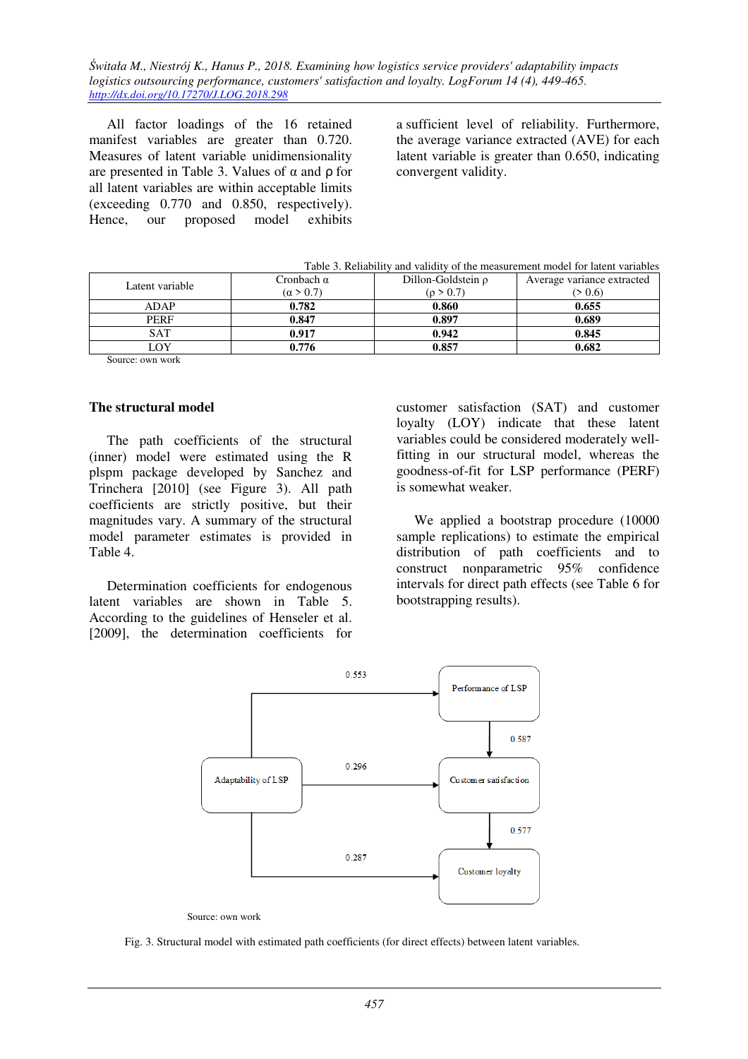All factor loadings of the 16 retained manifest variables are greater than 0.720. Measures of latent variable unidimensionality are presented in Table 3. Values of α and ρ for all latent variables are within acceptable limits (exceeding 0.770 and 0.850, respectively). Hence, our proposed model exhibits a sufficient level of reliability. Furthermore, the average variance extracted (AVE) for each latent variable is greater than 0.650, indicating convergent validity.

Table 3. Reliability and validity of the measurement model for latent variables

| Latent variable | Cronbach α (α > 0.7) | Dillon-Goldstein ρ (ρ > 0.7) | Average variance extracted (> 0.6) |
|---|---|---|---|
| ADAP | **0.782** | **0.860** | **0.655** |
| PERF | **0.847** | **0.897** | **0.689** |
| SAT | **0.917** | **0.942** | **0.845** |
| LOY | **0.776** | **0.857** | **0.682** |

Source: own work

## The structural model

The path coefficients of the structural (inner) model were estimated using the R plspm package developed by Sanchez and Trinchera [2010] (see Figure 3). All path coefficients are strictly positive, but their magnitudes vary. A summary of the structural model parameter estimates is provided in Table 4.

Determination coefficients for endogenous latent variables are shown in Table 5. According to the guidelines of Henseler et al. [2009], the determination coefficients for customer satisfaction (SAT) and customer loyalty (LOY) indicate that these latent variables could be considered moderately well-fitting in our structural model, whereas the goodness-of-fit for LSP performance (PERF) is somewhat weaker.

We applied a bootstrap procedure (10000 sample replications) to estimate the empirical distribution of path coefficients and to construct nonparametric 95% confidence intervals for direct path effects (see Table 6 for bootstrapping results).

Adaptability of LSP → Performance of LSP: 0.553
Adaptability of LSP → Customer satisfaction: 0.296
Adaptability of LSP → Customer loyalty: 0.287
Performance of LSP → Customer satisfaction: 0.587
Customer satisfaction → Customer loyalty: 0.577

Source: own work

Fig. 3. Structural model with estimated path coefficients (for direct effects) between latent variables.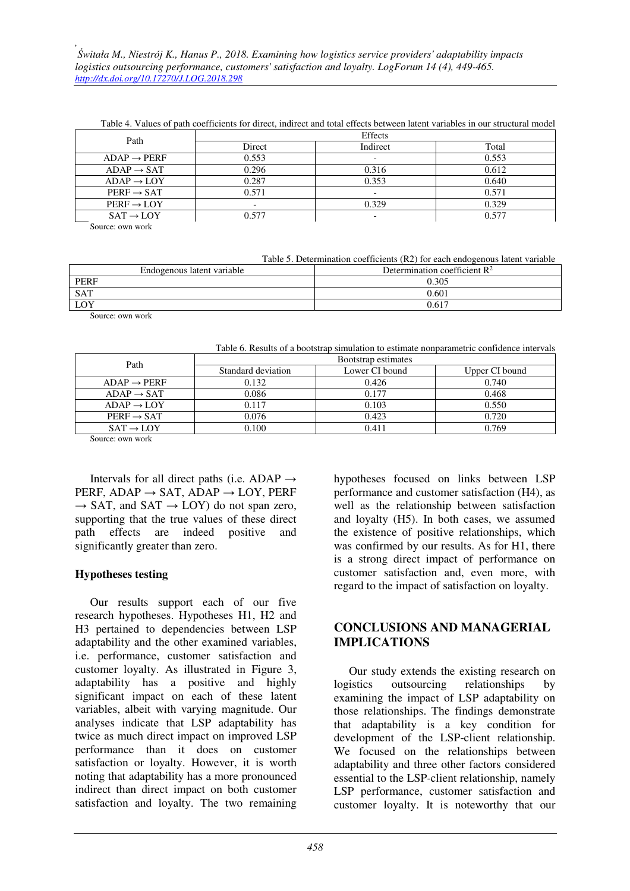Table 4. Values of path coefficients for direct, indirect and total effects between latent variables in our structural model

| Path | Effects | | |
|---|---|---|---|
| | Direct | Indirect | Total |
| ADAP → PERF | 0.553 | - | 0.553 |
| ADAP → SAT | 0.296 | 0.316 | 0.612 |
| ADAP → LOY | 0.287 | 0.353 | 0.640 |
| PERF → SAT | 0.571 | - | 0.571 |
| PERF → LOY | - | 0.329 | 0.329 |
| SAT → LOY | 0.577 | - | 0.577 |

Source: own work

Table 5. Determination coefficients (R2) for each endogenous latent variable

| Endogenous latent variable | Determination coefficient $R^2$ |
|---|---|
| PERF | 0.305 |
| SAT | 0.601 |
| LOY | 0.617 |

Source: own work

Table 6. Results of a bootstrap simulation to estimate nonparametric confidence intervals

| Path | Bootstrap estimates | | |
|---|---|---|---|
| | Standard deviation | Lower CI bound | Upper CI bound |
| ADAP → PERF | 0.132 | 0.426 | 0.740 |
| ADAP → SAT | 0.086 | 0.177 | 0.468 |
| ADAP → LOY | 0.117 | 0.103 | 0.550 |
| PERF → SAT | 0.076 | 0.423 | 0.720 |
| SAT → LOY | 0.100 | 0.411 | 0.769 |

Source: own work

Intervals for all direct paths (i.e. ADAP → PERF, ADAP → SAT, ADAP → LOY, PERF → SAT, and SAT → LOY) do not span zero, supporting that the true values of these direct path effects are indeed positive and significantly greater than zero.

**Hypotheses testing**

Our results support each of our five research hypotheses. Hypotheses H1, H2 and H3 pertained to dependencies between LSP adaptability and the other examined variables, i.e. performance, customer satisfaction and customer loyalty. As illustrated in Figure 3, adaptability has a positive and highly significant impact on each of these latent variables, albeit with varying magnitude. Our analyses indicate that LSP adaptability has twice as much direct impact on improved LSP performance than it does on customer satisfaction or loyalty. However, it is worth noting that adaptability has a more pronounced indirect than direct impact on both customer satisfaction and loyalty. The two remaining hypotheses focused on links between LSP performance and customer satisfaction (H4), as well as the relationship between satisfaction and loyalty (H5). In both cases, we assumed the existence of positive relationships, which was confirmed by our results. As for H1, there is a strong direct impact of performance on customer satisfaction and, even more, with regard to the impact of satisfaction on loyalty.

## CONCLUSIONS AND MANAGERIAL IMPLICATIONS

Our study extends the existing research on logistics outsourcing relationships by examining the impact of LSP adaptability on those relationships. The findings demonstrate that adaptability is a key condition for development of the LSP-client relationship. We focused on the relationships between adaptability and three other factors considered essential to the LSP-client relationship, namely LSP performance, customer satisfaction and customer loyalty. It is noteworthy that our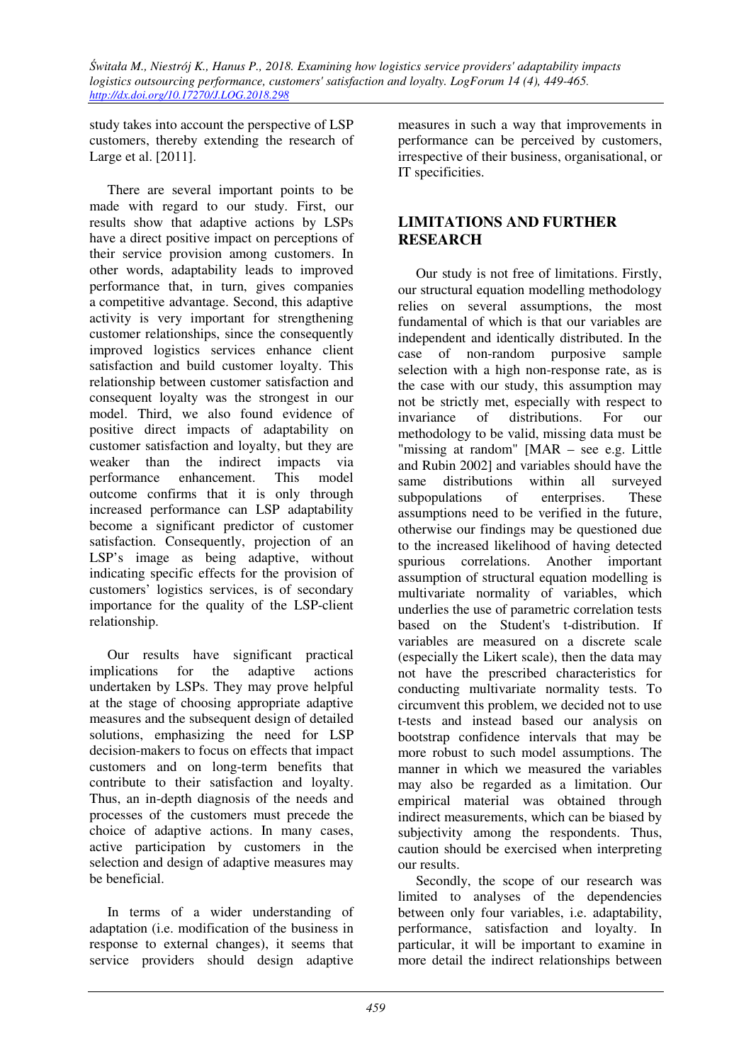study takes into account the perspective of LSP customers, thereby extending the research of Large et al. [2011].

There are several important points to be made with regard to our study. First, our results show that adaptive actions by LSPs have a direct positive impact on perceptions of their service provision among customers. In other words, adaptability leads to improved performance that, in turn, gives companies a competitive advantage. Second, this adaptive activity is very important for strengthening customer relationships, since the consequently improved logistics services enhance client satisfaction and build customer loyalty. This relationship between customer satisfaction and consequent loyalty was the strongest in our model. Third, we also found evidence of positive direct impacts of adaptability on customer satisfaction and loyalty, but they are weaker than the indirect impacts via performance enhancement. This model outcome confirms that it is only through increased performance can LSP adaptability become a significant predictor of customer satisfaction. Consequently, projection of an LSP's image as being adaptive, without indicating specific effects for the provision of customers' logistics services, is of secondary importance for the quality of the LSP-client relationship.

Our results have significant practical implications for the adaptive actions undertaken by LSPs. They may prove helpful at the stage of choosing appropriate adaptive measures and the subsequent design of detailed solutions, emphasizing the need for LSP decision-makers to focus on effects that impact customers and on long-term benefits that contribute to their satisfaction and loyalty. Thus, an in-depth diagnosis of the needs and processes of the customers must precede the choice of adaptive actions. In many cases, active participation by customers in the selection and design of adaptive measures may be beneficial.

In terms of a wider understanding of adaptation (i.e. modification of the business in response to external changes), it seems that service providers should design adaptive measures in such a way that improvements in performance can be perceived by customers, irrespective of their business, organisational, or IT specificities.

## LIMITATIONS AND FURTHER RESEARCH

Our study is not free of limitations. Firstly, our structural equation modelling methodology relies on several assumptions, the most fundamental of which is that our variables are independent and identically distributed. In the case of non-random purposive sample selection with a high non-response rate, as is the case with our study, this assumption may not be strictly met, especially with respect to invariance of distributions. For our methodology to be valid, missing data must be "missing at random" [MAR – see e.g. Little and Rubin 2002] and variables should have the same distributions within all surveyed subpopulations of enterprises. These assumptions need to be verified in the future, otherwise our findings may be questioned due to the increased likelihood of having detected spurious correlations. Another important assumption of structural equation modelling is multivariate normality of variables, which underlies the use of parametric correlation tests based on the Student's t-distribution. If variables are measured on a discrete scale (especially the Likert scale), then the data may not have the prescribed characteristics for conducting multivariate normality tests. To circumvent this problem, we decided not to use t-tests and instead based our analysis on bootstrap confidence intervals that may be more robust to such model assumptions. The manner in which we measured the variables may also be regarded as a limitation. Our empirical material was obtained through indirect measurements, which can be biased by subjectivity among the respondents. Thus, caution should be exercised when interpreting our results.

Secondly, the scope of our research was limited to analyses of the dependencies between only four variables, i.e. adaptability, performance, satisfaction and loyalty. In particular, it will be important to examine in more detail the indirect relationships between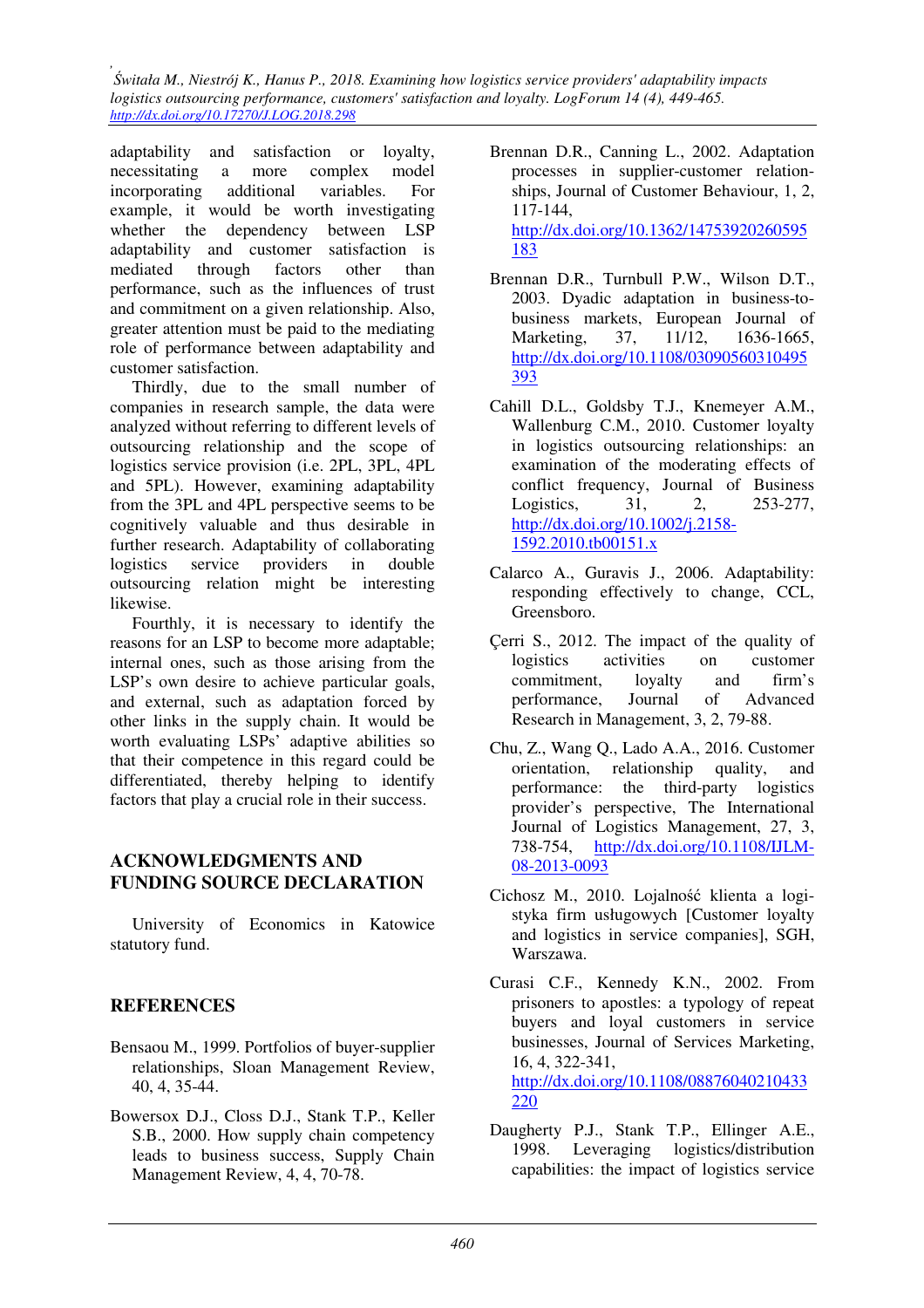adaptability and satisfaction or loyalty, necessitating a more complex model incorporating additional variables. For example, it would be worth investigating whether the dependency between LSP adaptability and customer satisfaction is mediated through factors other than performance, such as the influences of trust and commitment on a given relationship. Also, greater attention must be paid to the mediating role of performance between adaptability and customer satisfaction.

Thirdly, due to the small number of companies in research sample, the data were analyzed without referring to different levels of outsourcing relationship and the scope of logistics service provision (i.e. 2PL, 3PL, 4PL and 5PL). However, examining adaptability from the 3PL and 4PL perspective seems to be cognitively valuable and thus desirable in further research. Adaptability of collaborating logistics service providers in double outsourcing relation might be interesting likewise.

Fourthly, it is necessary to identify the reasons for an LSP to become more adaptable; internal ones, such as those arising from the LSP's own desire to achieve particular goals, and external, such as adaptation forced by other links in the supply chain. It would be worth evaluating LSPs' adaptive abilities so that their competence in this regard could be differentiated, thereby helping to identify factors that play a crucial role in their success.

## ACKNOWLEDGMENTS AND FUNDING SOURCE DECLARATION

University of Economics in Katowice statutory fund.

## REFERENCES

Bensaou M., 1999. Portfolios of buyer-supplier relationships, Sloan Management Review, 40, 4, 35-44.

Bowersox D.J., Closs D.J., Stank T.P., Keller S.B., 2000. How supply chain competency leads to business success, Supply Chain Management Review, 4, 4, 70-78.

Brennan D.R., Canning L., 2002. Adaptation processes in supplier-customer relationships, Journal of Customer Behaviour, 1, 2, 117-144, http://dx.doi.org/10.1362/14753920260595183

Brennan D.R., Turnbull P.W., Wilson D.T., 2003. Dyadic adaptation in business-to-business markets, European Journal of Marketing, 37, 11/12, 1636-1665, http://dx.doi.org/10.1108/03090560310495393

Cahill D.L., Goldsby T.J., Knemeyer A.M., Wallenburg C.M., 2010. Customer loyalty in logistics outsourcing relationships: an examination of the moderating effects of conflict frequency, Journal of Business Logistics, 31, 2, 253-277, http://dx.doi.org/10.1002/j.2158-1592.2010.tb00151.x

Calarco A., Guravis J., 2006. Adaptability: responding effectively to change, CCL, Greensboro.

Çerri S., 2012. The impact of the quality of logistics activities on customer commitment, loyalty and firm's performance, Journal of Advanced Research in Management, 3, 2, 79-88.

Chu, Z., Wang Q., Lado A.A., 2016. Customer orientation, relationship quality, and performance: the third-party logistics provider's perspective, The International Journal of Logistics Management, 27, 3, 738-754, http://dx.doi.org/10.1108/IJLM-08-2013-0093

Cichosz M., 2010. Lojalność klienta a logistyka firm usługowych [Customer loyalty and logistics in service companies], SGH, Warszawa.

Curasi C.F., Kennedy K.N., 2002. From prisoners to apostles: a typology of repeat buyers and loyal customers in service businesses, Journal of Services Marketing, 16, 4, 322-341, http://dx.doi.org/10.1108/08876040210433220

Daugherty P.J., Stank T.P., Ellinger A.E., 1998. Leveraging logistics/distribution capabilities: the impact of logistics service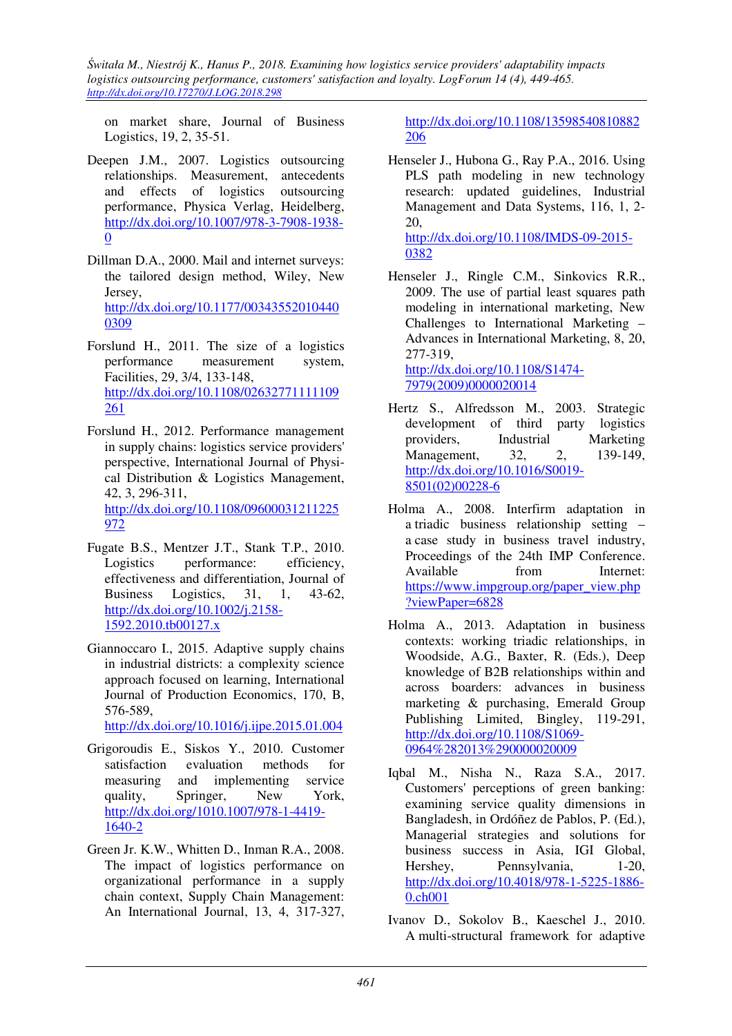on market share, Journal of Business Logistics, 19, 2, 35-51.

Deepen J.M., 2007. Logistics outsourcing relationships. Measurement, antecedents and effects of logistics outsourcing performance, Physica Verlag, Heidelberg, http://dx.doi.org/10.1007/978-3-7908-1938-0

Dillman D.A., 2000. Mail and internet surveys: the tailored design method, Wiley, New Jersey, http://dx.doi.org/10.1177/003435520104400309

Forslund H., 2011. The size of a logistics performance measurement system, Facilities, 29, 3/4, 133-148, http://dx.doi.org/10.1108/02632771111109261

Forslund H., 2012. Performance management in supply chains: logistics service providers' perspective, International Journal of Physical Distribution & Logistics Management, 42, 3, 296-311, http://dx.doi.org/10.1108/09600031211225972

Fugate B.S., Mentzer J.T., Stank T.P., 2010. Logistics performance: efficiency, effectiveness and differentiation, Journal of Business Logistics, 31, 1, 43-62, http://dx.doi.org/10.1002/j.2158-1592.2010.tb00127.x

Giannoccaro I., 2015. Adaptive supply chains in industrial districts: a complexity science approach focused on learning, International Journal of Production Economics, 170, B, 576-589, http://dx.doi.org/10.1016/j.ijpe.2015.01.004

Grigoroudis E., Siskos Y., 2010. Customer satisfaction evaluation methods for measuring and implementing service quality, Springer, New York, http://dx.doi.org/1010.1007/978-1-4419-1640-2

Green Jr. K.W., Whitten D., Inman R.A., 2008. The impact of logistics performance on organizational performance in a supply chain context, Supply Chain Management: An International Journal, 13, 4, 317-327, http://dx.doi.org/10.1108/13598540810882206

Henseler J., Hubona G., Ray P.A., 2016. Using PLS path modeling in new technology research: updated guidelines, Industrial Management and Data Systems, 116, 1, 2-20, http://dx.doi.org/10.1108/IMDS-09-2015-0382

Henseler J., Ringle C.M., Sinkovics R.R., 2009. The use of partial least squares path modeling in international marketing, New Challenges to International Marketing – Advances in International Marketing, 8, 20, 277-319, http://dx.doi.org/10.1108/S1474-7979(2009)0000020014

Hertz S., Alfredsson M., 2003. Strategic development of third party logistics providers, Industrial Marketing Management, 32, 2, 139-149, http://dx.doi.org/10.1016/S0019-8501(02)00228-6

Holma A., 2008. Interfirm adaptation in a triadic business relationship setting – a case study in business travel industry, Proceedings of the 24th IMP Conference. Available from Internet: https://www.impgroup.org/paper_view.php?viewPaper=6828

Holma A., 2013. Adaptation in business contexts: working triadic relationships, in Woodside, A.G., Baxter, R. (Eds.), Deep knowledge of B2B relationships within and across boarders: advances in business marketing & purchasing, Emerald Group Publishing Limited, Bingley, 119-291, http://dx.doi.org/10.1108/S1069-0964%282013%290000020009

Iqbal M., Nisha N., Raza S.A., 2017. Customers' perceptions of green banking: examining service quality dimensions in Bangladesh, in Ordóñez de Pablos, P. (Ed.), Managerial strategies and solutions for business success in Asia, IGI Global, Hershey, Pennsylvania, 1-20, http://dx.doi.org/10.4018/978-1-5225-1886-0.ch001

Ivanov D., Sokolov B., Kaeschel J., 2010. A multi-structural framework for adaptive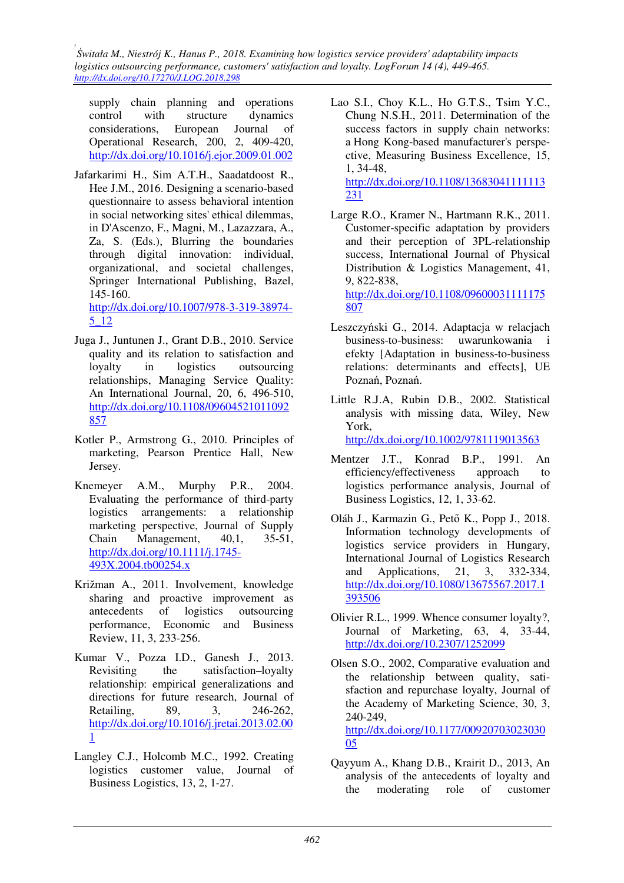supply chain planning and operations control with structure dynamics considerations, European Journal of Operational Research, 200, 2, 409-420, http://dx.doi.org/10.1016/j.ejor.2009.01.002

Jafarkarimi H., Sim A.T.H., Saadatdoost R., Hee J.M., 2016. Designing a scenario-based questionnaire to assess behavioral intention in social networking sites' ethical dilemmas, in D'Ascenzo, F., Magni, M., Lazazzara, A., Za, S. (Eds.), Blurring the boundaries through digital innovation: individual, organizational, and societal challenges, Springer International Publishing, Bazel, 145-160. http://dx.doi.org/10.1007/978-3-319-38974-5_12

Juga J., Juntunen J., Grant D.B., 2010. Service quality and its relation to satisfaction and loyalty in logistics outsourcing relationships, Managing Service Quality: An International Journal, 20, 6, 496-510, http://dx.doi.org/10.1108/09604521011092857

Kotler P., Armstrong G., 2010. Principles of marketing, Pearson Prentice Hall, New Jersey.

Knemeyer A.M., Murphy P.R., 2004. Evaluating the performance of third-party logistics arrangements: a relationship marketing perspective, Journal of Supply Chain Management, 40,1, 35-51, http://dx.doi.org/10.1111/j.1745-493X.2004.tb00254.x

Križman A., 2011. Involvement, knowledge sharing and proactive improvement as antecedents of logistics outsourcing performance, Economic and Business Review, 11, 3, 233-256.

Kumar V., Pozza I.D., Ganesh J., 2013. Revisiting the satisfaction–loyalty relationship: empirical generalizations and directions for future research, Journal of Retailing, 89, 3, 246-262, http://dx.doi.org/10.1016/j.jretai.2013.02.001

Langley C.J., Holcomb M.C., 1992. Creating logistics customer value, Journal of Business Logistics, 13, 2, 1-27.

Lao S.I., Choy K.L., Ho G.T.S., Tsim Y.C., Chung N.S.H., 2011. Determination of the success factors in supply chain networks: a Hong Kong-based manufacturer's perspective, Measuring Business Excellence, 15, 1, 34-48, http://dx.doi.org/10.1108/13683041111113231

Large R.O., Kramer N., Hartmann R.K., 2011. Customer-specific adaptation by providers and their perception of 3PL-relationship success, International Journal of Physical Distribution & Logistics Management, 41, 9, 822-838, http://dx.doi.org/10.1108/09600031111175807

Leszczyński G., 2014. Adaptacja w relacjach business-to-business: uwarunkowania i efekty [Adaptation in business-to-business relations: determinants and effects], UE Poznań, Poznań.

Little R.J.A, Rubin D.B., 2002. Statistical analysis with missing data, Wiley, New York, http://dx.doi.org/10.1002/9781119013563

Mentzer J.T., Konrad B.P., 1991. An efficiency/effectiveness approach to logistics performance analysis, Journal of Business Logistics, 12, 1, 33-62.

Oláh J., Karmazin G., Pető K., Popp J., 2018. Information technology developments of logistics service providers in Hungary, International Journal of Logistics Research and Applications, 21, 3, 332-334, http://dx.doi.org/10.1080/13675567.2017.1393506

Olivier R.L., 1999. Whence consumer loyalty?, Journal of Marketing, 63, 4, 33-44, http://dx.doi.org/10.2307/1252099

Olsen S.O., 2002, Comparative evaluation and the relationship between quality, satisfaction and repurchase loyalty, Journal of the Academy of Marketing Science, 30, 3, 240-249, http://dx.doi.org/10.1177/0092070302303005

Qayyum A., Khang D.B., Krairit D., 2013, An analysis of the antecedents of loyalty and the moderating role of customer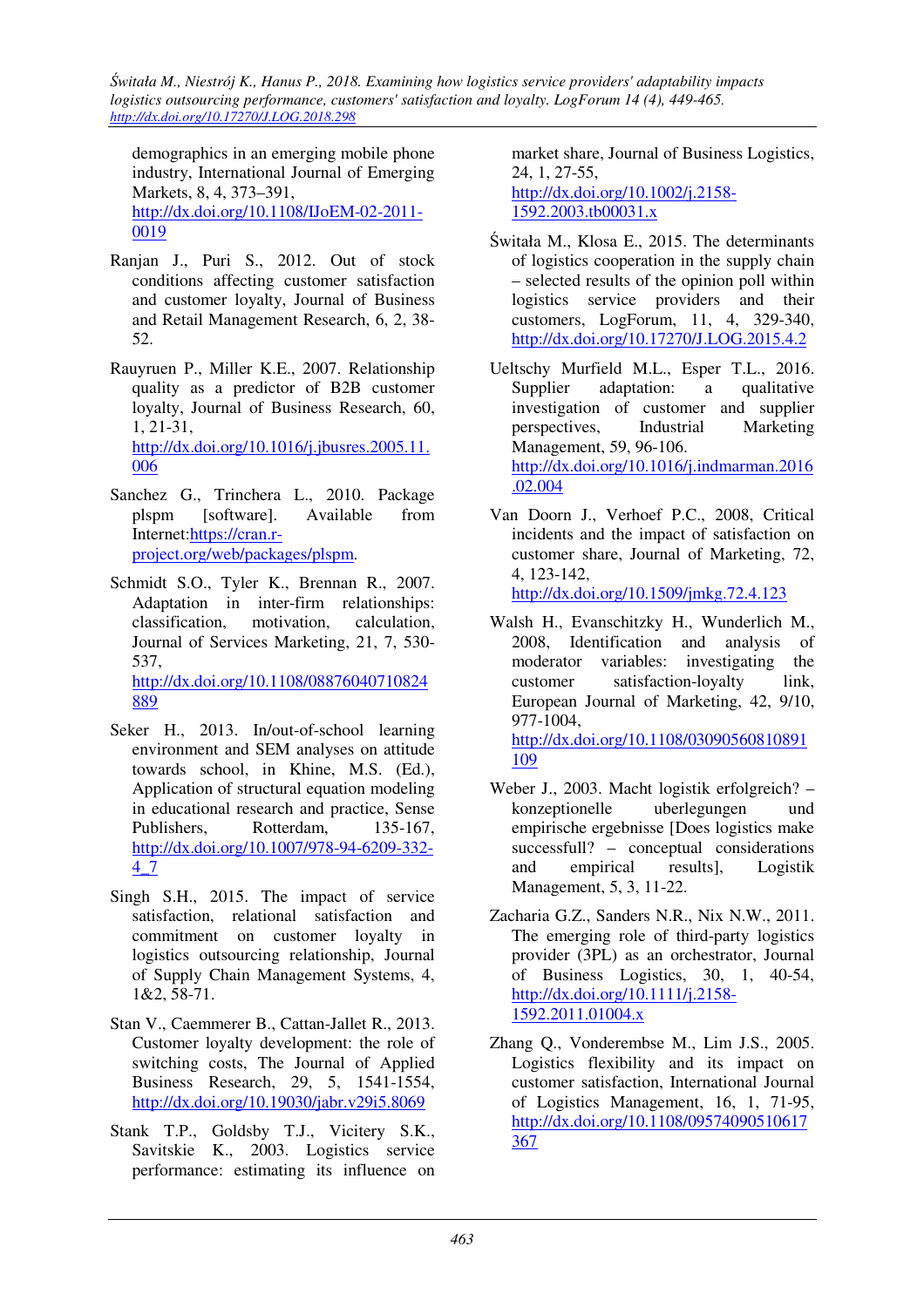demographics in an emerging mobile phone industry, International Journal of Emerging Markets, 8, 4, 373–391, http://dx.doi.org/10.1108/IJoEM-02-2011-0019

Ranjan J., Puri S., 2012. Out of stock conditions affecting customer satisfaction and customer loyalty, Journal of Business and Retail Management Research, 6, 2, 38-52.

Rauyruen P., Miller K.E., 2007. Relationship quality as a predictor of B2B customer loyalty, Journal of Business Research, 60, 1, 21-31, http://dx.doi.org/10.1016/j.jbusres.2005.11.006

Sanchez G., Trinchera L., 2010. Package plspm [software]. Available from Internet:https://cran.r-project.org/web/packages/plspm.

Schmidt S.O., Tyler K., Brennan R., 2007. Adaptation in inter-firm relationships: classification, motivation, calculation, Journal of Services Marketing, 21, 7, 530-537, http://dx.doi.org/10.1108/08876040710824889

Seker H., 2013. In/out-of-school learning environment and SEM analyses on attitude towards school, in Khine, M.S. (Ed.), Application of structural equation modeling in educational research and practice, Sense Publishers, Rotterdam, 135-167, http://dx.doi.org/10.1007/978-94-6209-332-4_7

Singh S.H., 2015. The impact of service satisfaction, relational satisfaction and commitment on customer loyalty in logistics outsourcing relationship, Journal of Supply Chain Management Systems, 4, 1&2, 58-71.

Stan V., Caemmerer B., Cattan-Jallet R., 2013. Customer loyalty development: the role of switching costs, The Journal of Applied Business Research, 29, 5, 1541-1554, http://dx.doi.org/10.19030/jabr.v29i5.8069

Stank T.P., Goldsby T.J., Vicitery S.K., Savitskie K., 2003. Logistics service performance: estimating its influence on market share, Journal of Business Logistics, 24, 1, 27-55, http://dx.doi.org/10.1002/j.2158-1592.2003.tb00031.x

Świtała M., Klosa E., 2015. The determinants of logistics cooperation in the supply chain – selected results of the opinion poll within logistics service providers and their customers, LogForum, 11, 4, 329-340, http://dx.doi.org/10.17270/J.LOG.2015.4.2

Ueltschy Murfield M.L., Esper T.L., 2016. Supplier adaptation: a qualitative investigation of customer and supplier perspectives, Industrial Marketing Management, 59, 96-106. http://dx.doi.org/10.1016/j.indmarman.2016.02.004

Van Doorn J., Verhoef P.C., 2008, Critical incidents and the impact of satisfaction on customer share, Journal of Marketing, 72, 4, 123-142, http://dx.doi.org/10.1509/jmkg.72.4.123

Walsh H., Evanschitzky H., Wunderlich M., 2008, Identification and analysis of moderator variables: investigating the customer satisfaction-loyalty link, European Journal of Marketing, 42, 9/10, 977-1004, http://dx.doi.org/10.1108/03090560810891109

Weber J., 2003. Macht logistik erfolgreich? – konzeptionelle uberlegungen und empirische ergebnisse [Does logistics make successfull? – conceptual considerations and empirical results], Logistik Management, 5, 3, 11-22.

Zacharia G.Z., Sanders N.R., Nix N.W., 2011. The emerging role of third-party logistics provider (3PL) as an orchestrator, Journal of Business Logistics, 30, 1, 40-54, http://dx.doi.org/10.1111/j.2158-1592.2011.01004.x

Zhang Q., Vonderembse M., Lim J.S., 2005. Logistics flexibility and its impact on customer satisfaction, International Journal of Logistics Management, 16, 1, 71-95, http://dx.doi.org/10.1108/09574090510617367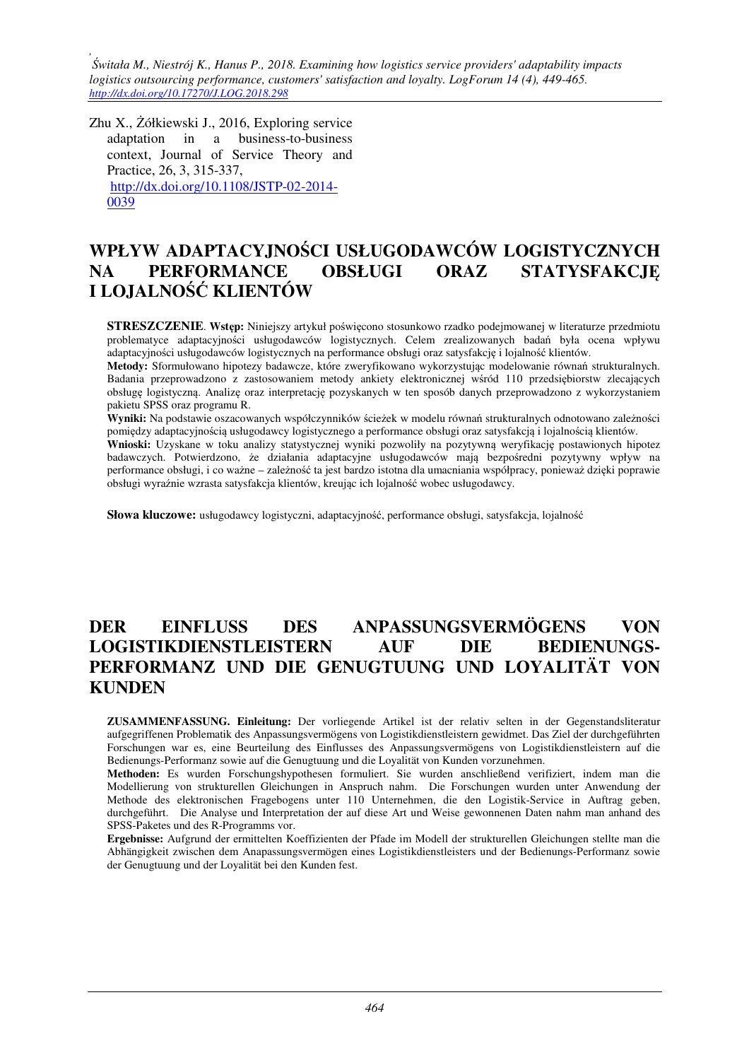Zhu X., Żółkiewski J., 2016, Exploring service adaptation in a business-to-business context, Journal of Service Theory and Practice, 26, 3, 315-337, http://dx.doi.org/10.1108/JSTP-02-2014-0039

# WPŁYW ADAPTACYJNOŚCI USŁUGODAWCÓW LOGISTYCZNYCH NA PERFORMANCE OBSŁUGI ORAZ STATYSFAKCJĘ I LOJALNOŚĆ KLIENTÓW

**STRESZCZENIE**. **Wstęp:** Niniejszy artykuł poświęcono stosunkowo rzadko podejmowanej w literaturze przedmiotu problematyce adaptacyjności usługodawców logistycznych. Celem zrealizowanych badań była ocena wpływu adaptacyjności usługodawców logistycznych na performance obsługi oraz satysfakcję i lojalność klientów.

**Metody:** Sformułowano hipotezy badawcze, które zweryfikowano wykorzystując modelowanie równań strukturalnych. Badania przeprowadzono z zastosowaniem metody ankiety elektronicznej wśród 110 przedsiębiorstw zlecających obsługę logistyczną. Analizę oraz interpretację pozyskanych w ten sposób danych przeprowadzono z wykorzystaniem pakietu SPSS oraz programu R.

**Wyniki:** Na podstawie oszacowanych współczynników ścieżek w modelu równań strukturalnych odnotowano zależności pomiędzy adaptacyjnością usługodawcy logistycznego a performance obsługi oraz satysfakcją i lojalnością klientów.

**Wnioski:** Uzyskane w toku analizy statystycznej wyniki pozwoliły na pozytywną weryfikację postawionych hipotez badawczych. Potwierdzono, że działania adaptacyjne usługodawców mają bezpośredni pozytywny wpływ na performance obsługi, i co ważne – zależność ta jest bardzo istotna dla umacniania współpracy, ponieważ dzięki poprawie obsługi wyraźnie wzrasta satysfakcja klientów, kreując ich lojalność wobec usługodawcy.

**Słowa kluczowe:** usługodawcy logistyczni, adaptacyjność, performance obsługi, satysfakcja, lojalność

# DER EINFLUSS DES ANPASSUNGSVERMÖGENS VON LOGISTIKDIENSTLEISTERN AUF DIE BEDIENUNGS-PERFORMANZ UND DIE GENUGTUUNG UND LOYALITÄT VON KUNDEN

**ZUSAMMENFASSUNG. Einleitung:** Der vorliegende Artikel ist der relativ selten in der Gegenstandsliteratur aufgegriffenen Problematik des Anpassungsvermögens von Logistikdienstleistern gewidmet. Das Ziel der durchgeführten Forschungen war es, eine Beurteilung des Einflusses des Anpassungsvermögens von Logistikdienstleistern auf die Bedienungs-Performanz sowie auf die Genugtuung und die Loyalität von Kunden vorzunehmen.

**Methoden:** Es wurden Forschungshypothesen formuliert. Sie wurden anschließend verifiziert, indem man die Modellierung von strukturellen Gleichungen in Anspruch nahm. Die Forschungen wurden unter Anwendung der Methode des elektronischen Fragebogens unter 110 Unternehmen, die den Logistik-Service in Auftrag geben, durchgeführt. Die Analyse und Interpretation der auf diese Art und Weise gewonnenen Daten nahm man anhand des SPSS-Paketes und des R-Programms vor.

**Ergebnisse:** Aufgrund der ermittelten Koeffizienten der Pfade im Modell der strukturellen Gleichungen stellte man die Abhängigkeit zwischen dem Anapassungsvermögen eines Logistikdienstleisters und der Bedienungs-Performanz sowie der Genugtuung und der Loyalität bei den Kunden fest.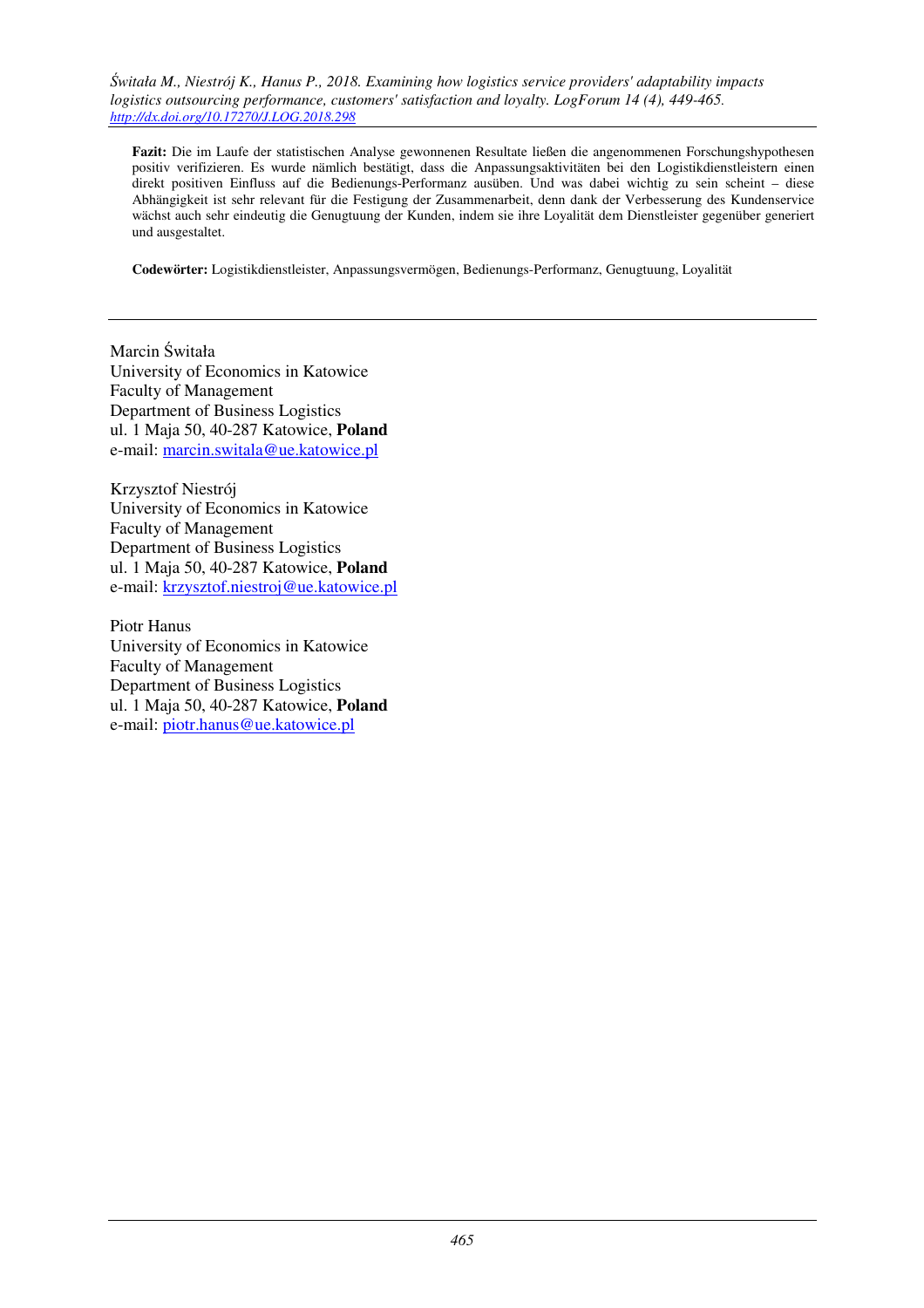**Fazit:** Die im Laufe der statistischen Analyse gewonnenen Resultate ließen die angenommenen Forschungshypothesen positiv verifizieren. Es wurde nämlich bestätigt, dass die Anpassungsaktivitäten bei den Logistikdienstleistern einen direkt positiven Einfluss auf die Bedienungs-Performanz ausüben. Und was dabei wichtig zu sein scheint – diese Abhängigkeit ist sehr relevant für die Festigung der Zusammenarbeit, denn dank der Verbesserung des Kundenservice wächst auch sehr eindeutig die Genugtuung der Kunden, indem sie ihre Loyalität dem Dienstleister gegenüber generiert und ausgestaltet.

**Codewörter:** Logistikdienstleister, Anpassungsvermögen, Bedienungs-Performanz, Genugtuung, Loyalität

---

Marcin Świtała
University of Economics in Katowice
Faculty of Management
Department of Business Logistics
ul. 1 Maja 50, 40-287 Katowice, **Poland**
e-mail: marcin.switala@ue.katowice.pl

Krzysztof Niestrój
University of Economics in Katowice
Faculty of Management
Department of Business Logistics
ul. 1 Maja 50, 40-287 Katowice, **Poland**
e-mail: krzysztof.niestroj@ue.katowice.pl

Piotr Hanus
University of Economics in Katowice
Faculty of Management
Department of Business Logistics
ul. 1 Maja 50, 40-287 Katowice, **Poland**
e-mail: piotr.hanus@ue.katowice.pl